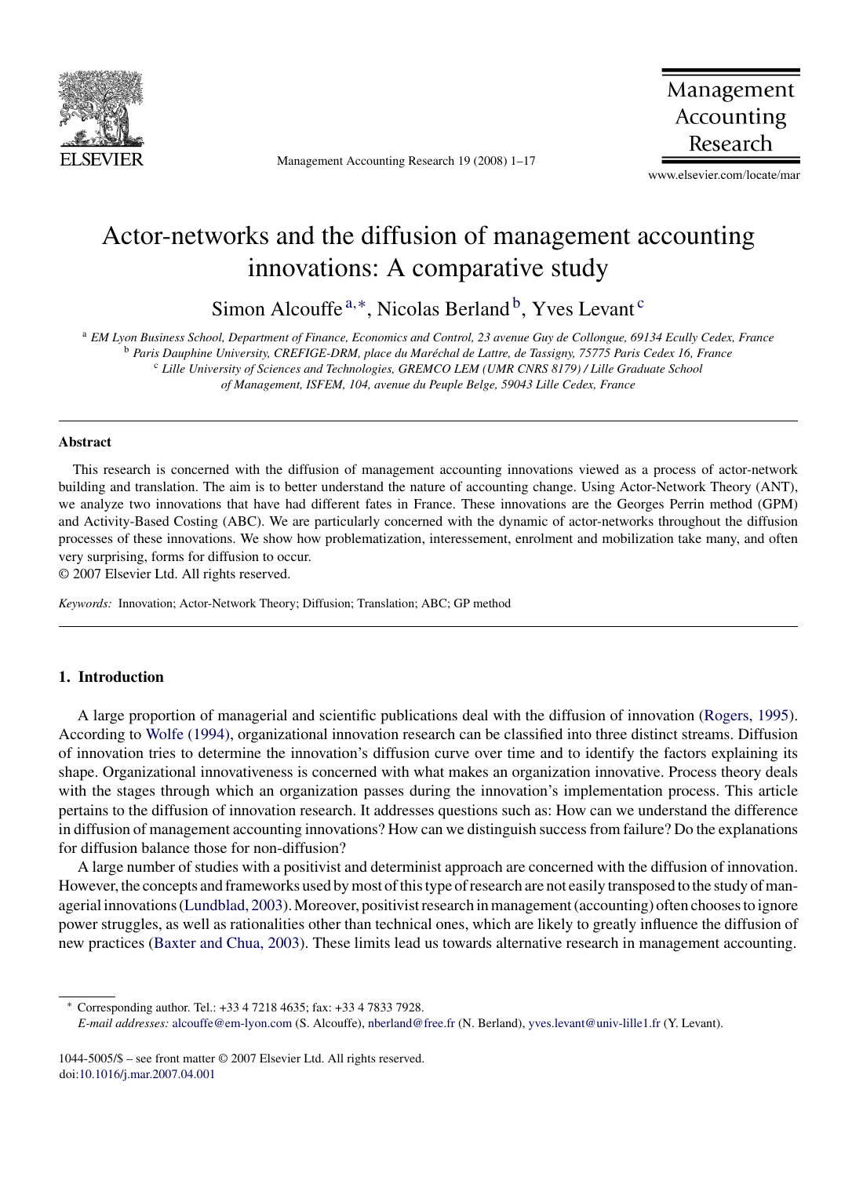# Actor-networks and the diffusion of management accounting innovations: A comparative study

Simon Alcouffe[a,*], Nicolas Berland[b], Yves Levant[c]

[a] *EM Lyon Business School, Department of Finance, Economics and Control, 23 avenue Guy de Collongue, 69134 Ecully Cedex, France*
[b] *Paris Dauphine University, CREFIGE-DRM, place du Maréchal de Lattre, de Tassigny, 75775 Paris Cedex 16, France*
[c] *Lille University of Sciences and Technologies, GREMCO LEM (UMR CNRS 8179) / Lille Graduate School of Management, ISFEM, 104, avenue du Peuple Belge, 59043 Lille Cedex, France*

## Abstract

This research is concerned with the diffusion of management accounting innovations viewed as a process of actor-network building and translation. The aim is to better understand the nature of accounting change. Using Actor-Network Theory (ANT), we analyze two innovations that have had different fates in France. These innovations are the Georges Perrin method (GPM) and Activity-Based Costing (ABC). We are particularly concerned with the dynamic of actor-networks throughout the diffusion processes of these innovations. We show how problematization, interessement, enrolment and mobilization take many, and often very surprising, forms for diffusion to occur.

© 2007 Elsevier Ltd. All rights reserved.

*Keywords:* Innovation; Actor-Network Theory; Diffusion; Translation; ABC; GP method

## 1. Introduction

A large proportion of managerial and scientific publications deal with the diffusion of innovation (Rogers, 1995). According to Wolfe (1994), organizational innovation research can be classified into three distinct streams. Diffusion of innovation tries to determine the innovation's diffusion curve over time and to identify the factors explaining its shape. Organizational innovativeness is concerned with what makes an organization innovative. Process theory deals with the stages through which an organization passes during the innovation's implementation process. This article pertains to the diffusion of innovation research. It addresses questions such as: How can we understand the difference in diffusion of management accounting innovations? How can we distinguish success from failure? Do the explanations for diffusion balance those for non-diffusion?

A large number of studies with a positivist and determinist approach are concerned with the diffusion of innovation. However, the concepts and frameworks used by most of this type of research are not easily transposed to the study of managerial innovations (Lundblad, 2003). Moreover, positivist research in management (accounting) often chooses to ignore power struggles, as well as rationalities other than technical ones, which are likely to greatly influence the diffusion of new practices (Baxter and Chua, 2003). These limits lead us towards alternative research in management accounting.

---

* Corresponding author. Tel.: +33 4 7218 4635; fax: +33 4 7833 7928.
*E-mail addresses:* alcouffe@em-lyon.com (S. Alcouffe), nberland@free.fr (N. Berland), yves.levant@univ-lille1.fr (Y. Levant).

1044-5005/$ – see front matter © 2007 Elsevier Ltd. All rights reserved.
doi:10.1016/j.mar.2007.04.001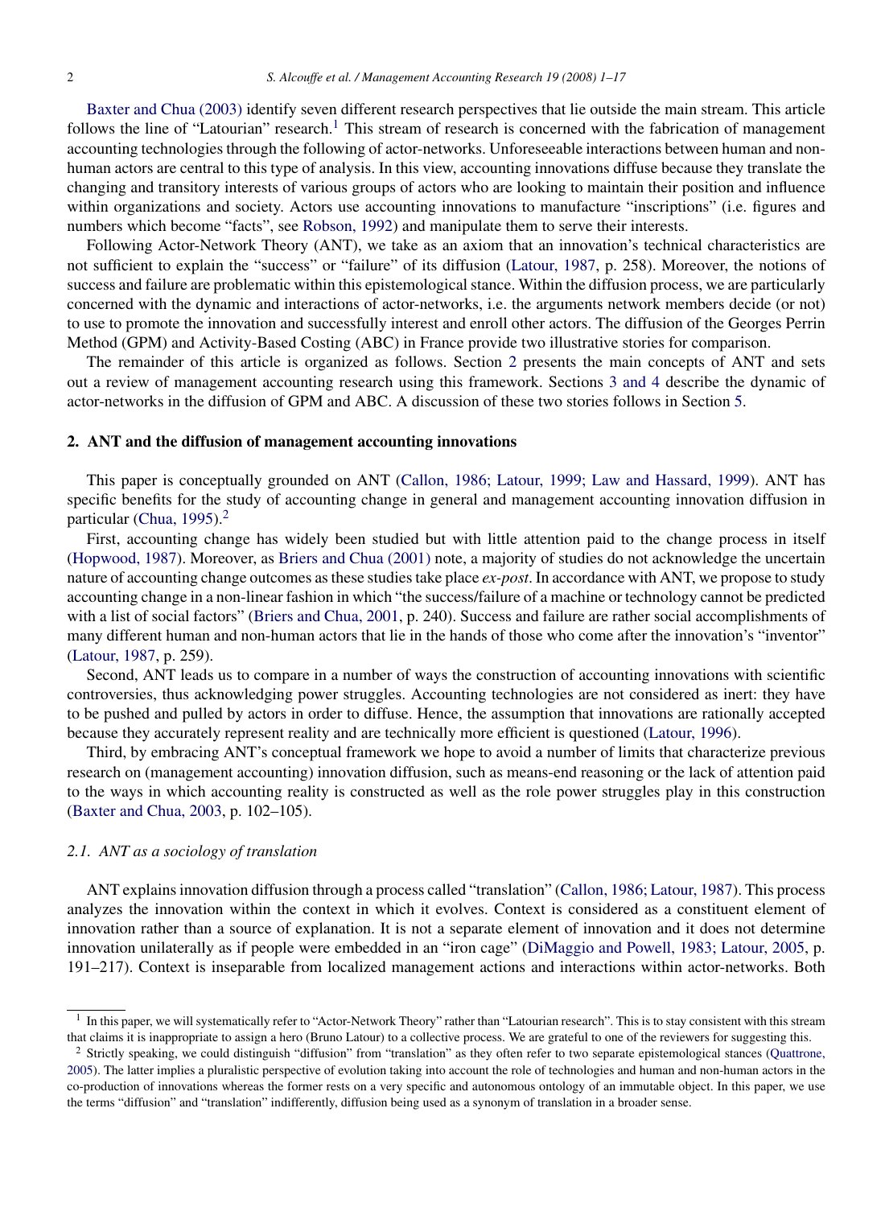Baxter and Chua (2003) identify seven different research perspectives that lie outside the main stream. This article follows the line of "Latourian" research.[1] This stream of research is concerned with the fabrication of management accounting technologies through the following of actor-networks. Unforeseeable interactions between human and non-human actors are central to this type of analysis. In this view, accounting innovations diffuse because they translate the changing and transitory interests of various groups of actors who are looking to maintain their position and influence within organizations and society. Actors use accounting innovations to manufacture "inscriptions" (i.e. figures and numbers which become "facts", see Robson, 1992) and manipulate them to serve their interests.

Following Actor-Network Theory (ANT), we take as an axiom that an innovation's technical characteristics are not sufficient to explain the "success" or "failure" of its diffusion (Latour, 1987, p. 258). Moreover, the notions of success and failure are problematic within this epistemological stance. Within the diffusion process, we are particularly concerned with the dynamic and interactions of actor-networks, i.e. the arguments network members decide (or not) to use to promote the innovation and successfully interest and enroll other actors. The diffusion of the Georges Perrin Method (GPM) and Activity-Based Costing (ABC) in France provide two illustrative stories for comparison.

The remainder of this article is organized as follows. Section 2 presents the main concepts of ANT and sets out a review of management accounting research using this framework. Sections 3 and 4 describe the dynamic of actor-networks in the diffusion of GPM and ABC. A discussion of these two stories follows in Section 5.

## 2. ANT and the diffusion of management accounting innovations

This paper is conceptually grounded on ANT (Callon, 1986; Latour, 1999; Law and Hassard, 1999). ANT has specific benefits for the study of accounting change in general and management accounting innovation diffusion in particular (Chua, 1995).[2]

First, accounting change has widely been studied but with little attention paid to the change process in itself (Hopwood, 1987). Moreover, as Briers and Chua (2001) note, a majority of studies do not acknowledge the uncertain nature of accounting change outcomes as these studies take place *ex-post*. In accordance with ANT, we propose to study accounting change in a non-linear fashion in which "the success/failure of a machine or technology cannot be predicted with a list of social factors" (Briers and Chua, 2001, p. 240). Success and failure are rather social accomplishments of many different human and non-human actors that lie in the hands of those who come after the innovation's "inventor" (Latour, 1987, p. 259).

Second, ANT leads us to compare in a number of ways the construction of accounting innovations with scientific controversies, thus acknowledging power struggles. Accounting technologies are not considered as inert: they have to be pushed and pulled by actors in order to diffuse. Hence, the assumption that innovations are rationally accepted because they accurately represent reality and are technically more efficient is questioned (Latour, 1996).

Third, by embracing ANT's conceptual framework we hope to avoid a number of limits that characterize previous research on (management accounting) innovation diffusion, such as means-end reasoning or the lack of attention paid to the ways in which accounting reality is constructed as well as the role power struggles play in this construction (Baxter and Chua, 2003, p. 102–105).

### 2.1. ANT as a sociology of translation

ANT explains innovation diffusion through a process called "translation" (Callon, 1986; Latour, 1987). This process analyzes the innovation within the context in which it evolves. Context is considered as a constituent element of innovation rather than a source of explanation. It is not a separate element of innovation and it does not determine innovation unilaterally as if people were embedded in an "iron cage" (DiMaggio and Powell, 1983; Latour, 2005, p. 191–217). Context is inseparable from localized management actions and interactions within actor-networks. Both

[1] In this paper, we will systematically refer to "Actor-Network Theory" rather than "Latourian research". This is to stay consistent with this stream that claims it is inappropriate to assign a hero (Bruno Latour) to a collective process. We are grateful to one of the reviewers for suggesting this.

[2] Strictly speaking, we could distinguish "diffusion" from "translation" as they often refer to two separate epistemological stances (Quattrone, 2005). The latter implies a pluralistic perspective of evolution taking into account the role of technologies and human and non-human actors in the co-production of innovations whereas the former rests on a very specific and autonomous ontology of an immutable object. In this paper, we use the terms "diffusion" and "translation" indifferently, diffusion being used as a synonym of translation in a broader sense.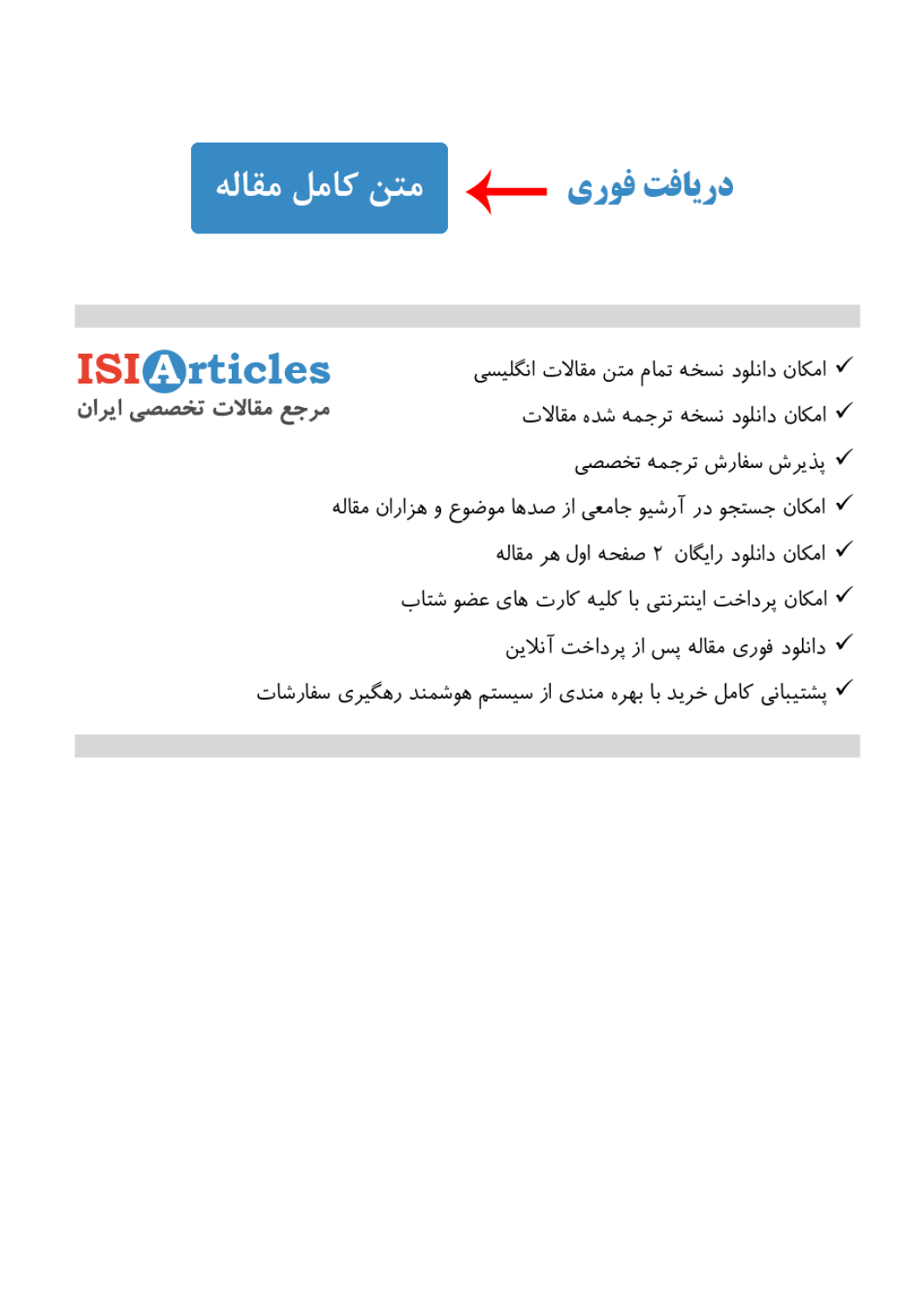دریافت فوری ← متن کامل مقاله

**ISIArticles**
مرجع مقالات تخصصی ایران

- ✓ امکان دانلود نسخه تمام متن مقالات انگلیسی
- ✓ امکان دانلود نسخه ترجمه شده مقالات
- ✓ پذیرش سفارش ترجمه تخصصی
- ✓ امکان جستجو در آرشیو جامعی از صدها موضوع و هزاران مقاله
- ✓ امکان دانلود رایگان ۲ صفحه اول هر مقاله
- ✓ امکان پرداخت اینترنتی با کلیه کارت های عضو شتاب
- ✓ دانلود فوری مقاله پس از پرداخت آنلاین
- ✓ پشتیبانی کامل خرید با بهره مندی از سیستم هوشمند رهگیری سفارشات